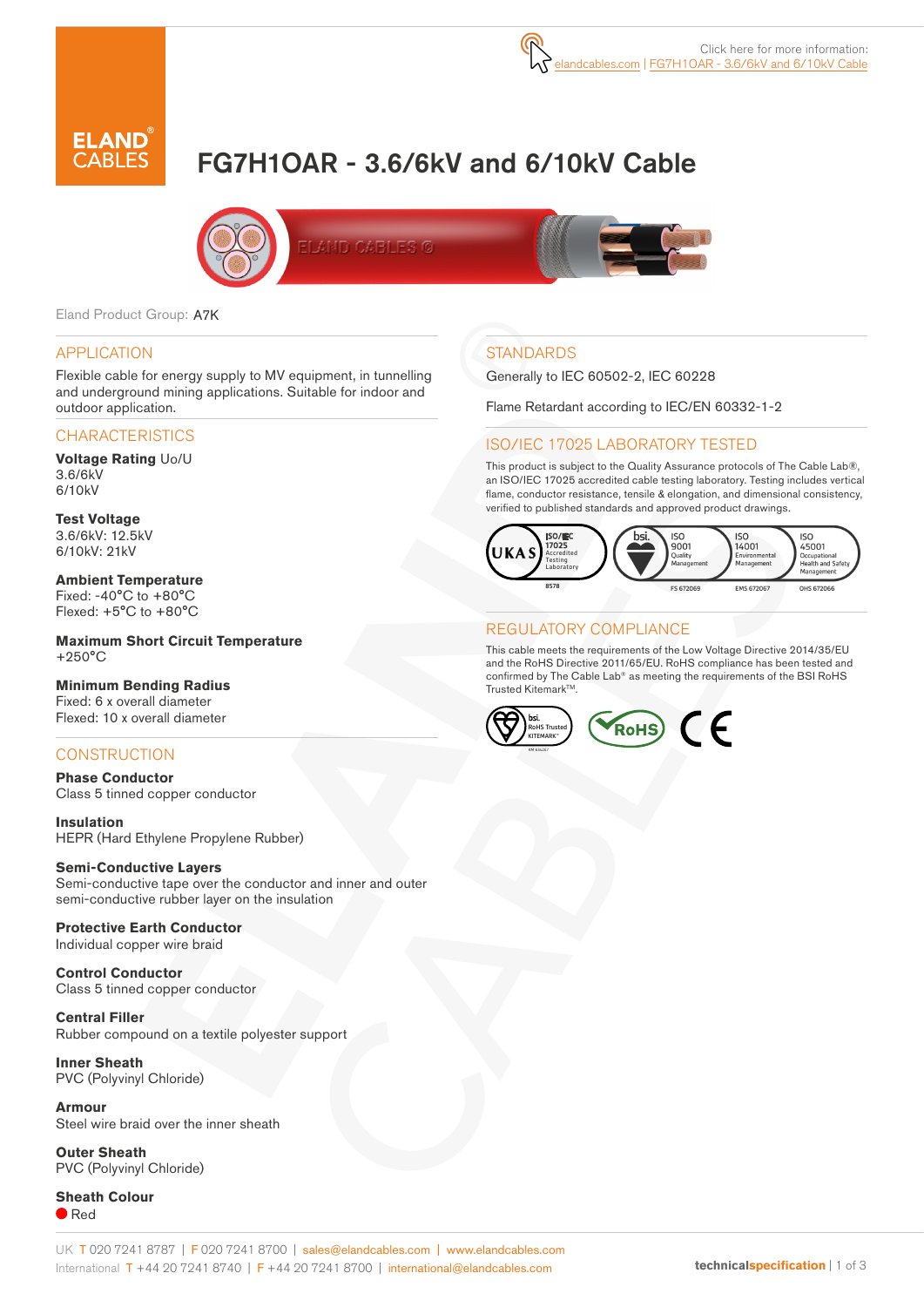Click here for more information:
elandcables.com | FG7H1OAR - 3.6/6kV and 6/10kV Cable

# FG7H1OAR - 3.6/6kV and 6/10kV Cable

Eland Product Group: A7K

## APPLICATION

Flexible cable for energy supply to MV equipment, in tunnelling and underground mining applications. Suitable for indoor and outdoor application.

## CHARACTERISTICS

**Voltage Rating** Uo/U
3.6/6kV
6/10kV

**Test Voltage**
3.6/6kV: 12.5kV
6/10kV: 21kV

**Ambient Temperature**
Fixed: -40°C to +80°C
Flexed: +5°C to +80°C

**Maximum Short Circuit Temperature**
+250°C

**Minimum Bending Radius**
Fixed: 6 x overall diameter
Flexed: 10 x overall diameter

## CONSTRUCTION

**Phase Conductor**
Class 5 tinned copper conductor

**Insulation**
HEPR (Hard Ethylene Propylene Rubber)

**Semi-Conductive Layers**
Semi-conductive tape over the conductor and inner and outer semi-conductive rubber layer on the insulation

**Protective Earth Conductor**
Individual copper wire braid

**Control Conductor**
Class 5 tinned copper conductor

**Central Filler**
Rubber compound on a textile polyester support

**Inner Sheath**
PVC (Polyvinyl Chloride)

**Armour**
Steel wire braid over the inner sheath

**Outer Sheath**
PVC (Polyvinyl Chloride)

**Sheath Colour**
Red

## STANDARDS

Generally to IEC 60502-2, IEC 60228

Flame Retardant according to IEC/EN 60332-1-2

## ISO/IEC 17025 LABORATORY TESTED

This product is subject to the Quality Assurance protocols of The Cable Lab®, an ISO/IEC 17025 accredited cable testing laboratory. Testing includes vertical flame, conductor resistance, tensile & elongation, and dimensional consistency, verified to published standards and approved product drawings.

UKAS ISO/IEC 17025 Accredited Testing Laboratory 8578 | bsi. ISO 9001 Quality Management FS 672069 | ISO 14001 Environmental Management EMS 672067 | ISO 45001 Occupational Health and Safety Management OHS 672066

## REGULATORY COMPLIANCE

This cable meets the requirements of the Low Voltage Directive 2014/35/EU and the RoHS Directive 2011/65/EU. RoHS compliance has been tested and confirmed by The Cable Lab® as meeting the requirements of the BSI RoHS Trusted Kitemark™.

bsi. RoHS Trusted KITEMARK™ | RoHS | CE

UK T 020 7241 8787 | F 020 7241 8700 | sales@elandcables.com | www.elandcables.com
International T +44 20 7241 8740 | F +44 20 7241 8700 | international@elandcables.com

technicalspecification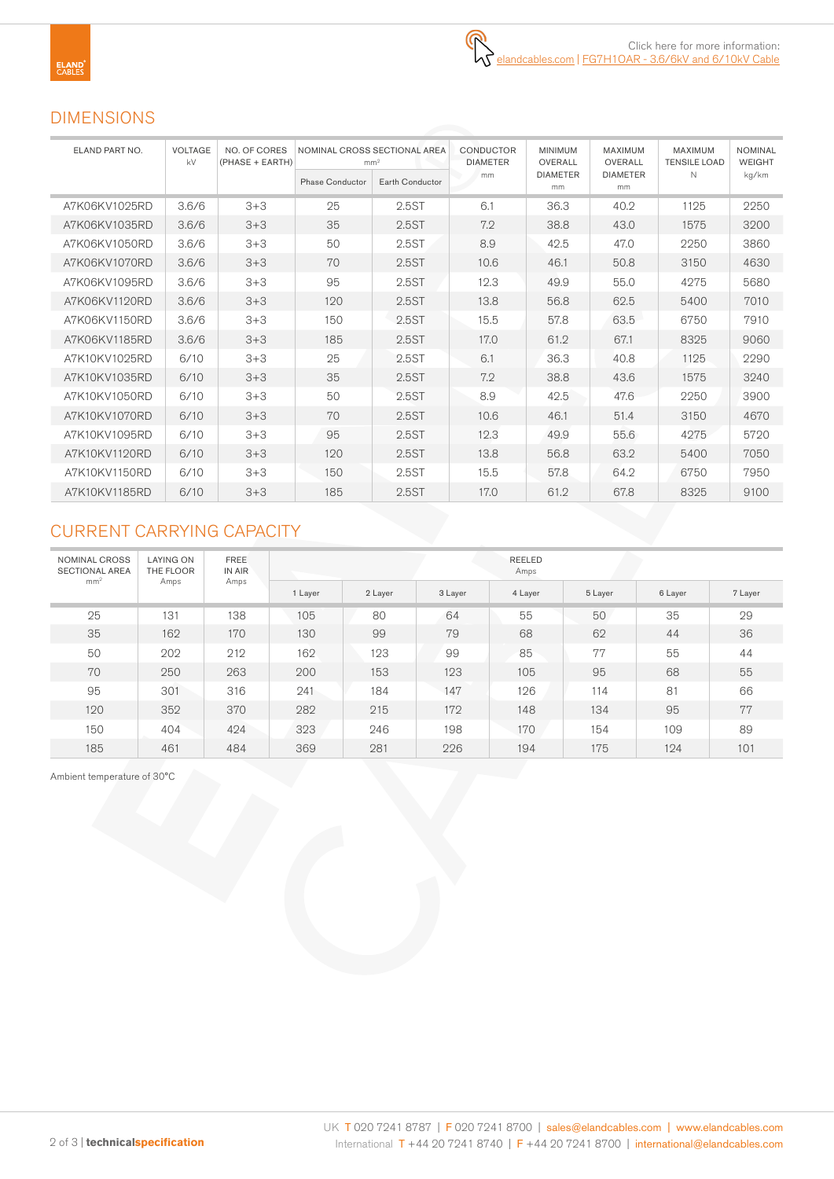Click here for more information: elandcables.com | FG7H1OAR - 3.6/6kV and 6/10kV Cable

## DIMENSIONS

| ELAND PART NO. | VOLTAGE kV | NO. OF CORES (PHASE + EARTH) | NOMINAL CROSS SECTIONAL AREA mm² | | CONDUCTOR DIAMETER mm | MINIMUM OVERALL DIAMETER mm | MAXIMUM OVERALL DIAMETER mm | MAXIMUM TENSILE LOAD N | NOMINAL WEIGHT kg/km |
|---|---|---|---|---|---|---|---|---|---|
| | | | Phase Conductor | Earth Conductor | | | | | |
| A7K06KV1025RD | 3.6/6 | 3+3 | 25 | 2.5ST | 6.1 | 36.3 | 40.2 | 1125 | 2250 |
| A7K06KV1035RD | 3.6/6 | 3+3 | 35 | 2.5ST | 7.2 | 38.8 | 43.0 | 1575 | 3200 |
| A7K06KV1050RD | 3.6/6 | 3+3 | 50 | 2.5ST | 8.9 | 42.5 | 47.0 | 2250 | 3860 |
| A7K06KV1070RD | 3.6/6 | 3+3 | 70 | 2.5ST | 10.6 | 46.1 | 50.8 | 3150 | 4630 |
| A7K06KV1095RD | 3.6/6 | 3+3 | 95 | 2.5ST | 12.3 | 49.9 | 55.0 | 4275 | 5680 |
| A7K06KV1120RD | 3.6/6 | 3+3 | 120 | 2.5ST | 13.8 | 56.8 | 62.5 | 5400 | 7010 |
| A7K06KV1150RD | 3.6/6 | 3+3 | 150 | 2.5ST | 15.5 | 57.8 | 63.5 | 6750 | 7910 |
| A7K06KV1185RD | 3.6/6 | 3+3 | 185 | 2.5ST | 17.0 | 61.2 | 67.1 | 8325 | 9060 |
| A7K10KV1025RD | 6/10 | 3+3 | 25 | 2.5ST | 6.1 | 36.3 | 40.8 | 1125 | 2290 |
| A7K10KV1035RD | 6/10 | 3+3 | 35 | 2.5ST | 7.2 | 38.8 | 43.6 | 1575 | 3240 |
| A7K10KV1050RD | 6/10 | 3+3 | 50 | 2.5ST | 8.9 | 42.5 | 47.6 | 2250 | 3900 |
| A7K10KV1070RD | 6/10 | 3+3 | 70 | 2.5ST | 10.6 | 46.1 | 51.4 | 3150 | 4670 |
| A7K10KV1095RD | 6/10 | 3+3 | 95 | 2.5ST | 12.3 | 49.9 | 55.6 | 4275 | 5720 |
| A7K10KV1120RD | 6/10 | 3+3 | 120 | 2.5ST | 13.8 | 56.8 | 63.2 | 5400 | 7050 |
| A7K10KV1150RD | 6/10 | 3+3 | 150 | 2.5ST | 15.5 | 57.8 | 64.2 | 6750 | 7950 |
| A7K10KV1185RD | 6/10 | 3+3 | 185 | 2.5ST | 17.0 | 61.2 | 67.8 | 8325 | 9100 |

## CURRENT CARRYING CAPACITY

| NOMINAL CROSS SECTIONAL AREA mm² | LAYING ON THE FLOOR Amps | FREE IN AIR Amps | REELED Amps | | | | | | |
|---|---|---|---|---|---|---|---|---|---|
| | | | 1 Layer | 2 Layer | 3 Layer | 4 Layer | 5 Layer | 6 Layer | 7 Layer |
| 25 | 131 | 138 | 105 | 80 | 64 | 55 | 50 | 35 | 29 |
| 35 | 162 | 170 | 130 | 99 | 79 | 68 | 62 | 44 | 36 |
| 50 | 202 | 212 | 162 | 123 | 99 | 85 | 77 | 55 | 44 |
| 70 | 250 | 263 | 200 | 153 | 123 | 105 | 95 | 68 | 55 |
| 95 | 301 | 316 | 241 | 184 | 147 | 126 | 114 | 81 | 66 |
| 120 | 352 | 370 | 282 | 215 | 172 | 148 | 134 | 95 | 77 |
| 150 | 404 | 424 | 323 | 246 | 198 | 170 | 154 | 109 | 89 |
| 185 | 461 | 484 | 369 | 281 | 226 | 194 | 175 | 124 | 101 |

Ambient temperature of 30°C

UK T 020 7241 8787 | F 020 7241 8700 | sales@elandcables.com | www.elandcables.com
International T +44 20 7241 8740 | F +44 20 7241 8700 | international@elandcables.com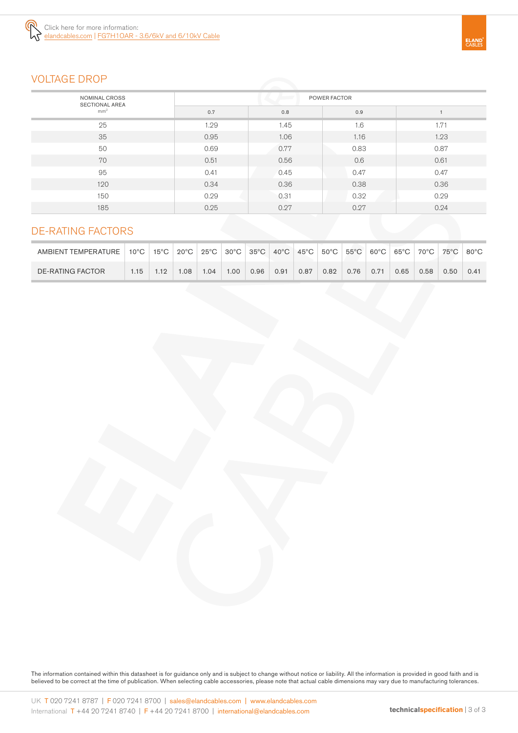Click here for more information:
elandcables.com | FG7H1OAR - 3.6/6kV and 6/10kV Cable

## VOLTAGE DROP

| NOMINAL CROSS SECTIONAL AREA mm² | POWER FACTOR | | | |
|---|---|---|---|---|
| | 0.7 | 0.8 | 0.9 | 1 |
| 25 | 1.29 | 1.45 | 1.6 | 1.71 |
| 35 | 0.95 | 1.06 | 1.16 | 1.23 |
| 50 | 0.69 | 0.77 | 0.83 | 0.87 |
| 70 | 0.51 | 0.56 | 0.6 | 0.61 |
| 95 | 0.41 | 0.45 | 0.47 | 0.47 |
| 120 | 0.34 | 0.36 | 0.38 | 0.36 |
| 150 | 0.29 | 0.31 | 0.32 | 0.29 |
| 185 | 0.25 | 0.27 | 0.27 | 0.24 |

## DE-RATING FACTORS

| AMBIENT TEMPERATURE | 10°C | 15°C | 20°C | 25°C | 30°C | 35°C | 40°C | 45°C | 50°C | 55°C | 60°C | 65°C | 70°C | 75°C | 80°C |
|---|---|---|---|---|---|---|---|---|---|---|---|---|---|---|---|
| DE-RATING FACTOR | 1.15 | 1.12 | 1.08 | 1.04 | 1.00 | 0.96 | 0.91 | 0.87 | 0.82 | 0.76 | 0.71 | 0.65 | 0.58 | 0.50 | 0.41 |

The information contained within this datasheet is for guidance only and is subject to change without notice or liability. All the information is provided in good faith and is believed to be correct at the time of publication. When selecting cable accessories, please note that actual cable dimensions may vary due to manufacturing tolerances.

UK T 020 7241 8787 | F 020 7241 8700 | sales@elandcables.com | www.elandcables.com
International T +44 20 7241 8740 | F +44 20 7241 8700 | international@elandcables.com